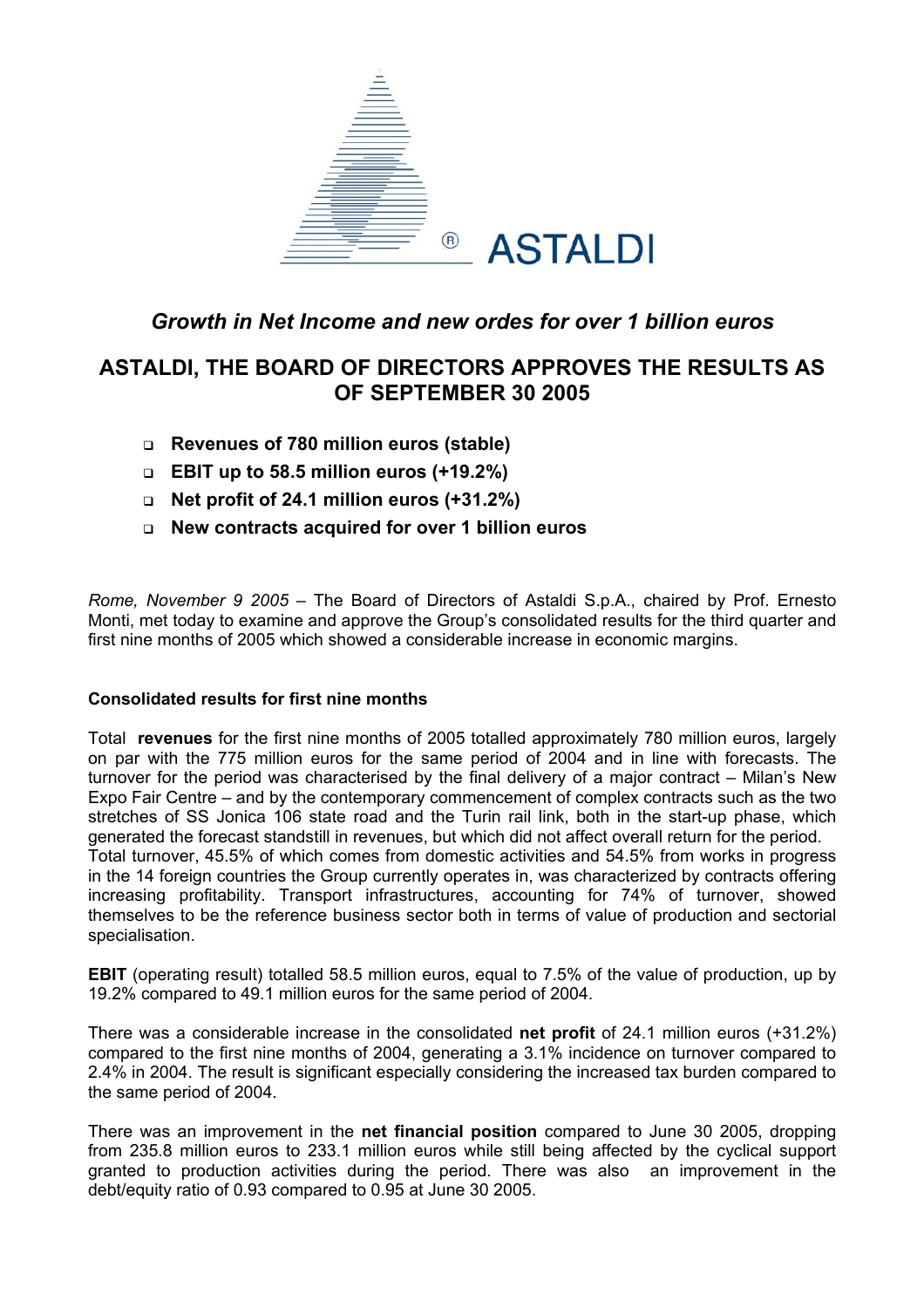ASTALDI

*Growth in Net Income and new ordes for over 1 billion euros*

# ASTALDI, THE BOARD OF DIRECTORS APPROVES THE RESULTS AS OF SEPTEMBER 30 2005

- **Revenues of 780 million euros (stable)**
- **EBIT up to 58.5 million euros (+19.2%)**
- **Net profit of 24.1 million euros (+31.2%)**
- **New contracts acquired for over 1 billion euros**

*Rome, November 9 2005* – The Board of Directors of Astaldi S.p.A., chaired by Prof. Ernesto Monti, met today to examine and approve the Group's consolidated results for the third quarter and first nine months of 2005 which showed a considerable increase in economic margins.

**Consolidated results for first nine months**

Total **revenues** for the first nine months of 2005 totalled approximately 780 million euros, largely on par with the 775 million euros for the same period of 2004 and in line with forecasts. The turnover for the period was characterised by the final delivery of a major contract – Milan's New Expo Fair Centre – and by the contemporary commencement of complex contracts such as the two stretches of SS Jonica 106 state road and the Turin rail link, both in the start-up phase, which generated the forecast standstill in revenues, but which did not affect overall return for the period.
Total turnover, 45.5% of which comes from domestic activities and 54.5% from works in progress in the 14 foreign countries the Group currently operates in, was characterized by contracts offering increasing profitability. Transport infrastructures, accounting for 74% of turnover, showed themselves to be the reference business sector both in terms of value of production and sectorial specialisation.

**EBIT** (operating result) totalled 58.5 million euros, equal to 7.5% of the value of production, up by 19.2% compared to 49.1 million euros for the same period of 2004.

There was a considerable increase in the consolidated **net profit** of 24.1 million euros (+31.2%) compared to the first nine months of 2004, generating a 3.1% incidence on turnover compared to 2.4% in 2004. The result is significant especially considering the increased tax burden compared to the same period of 2004.

There was an improvement in the **net financial position** compared to June 30 2005, dropping from 235.8 million euros to 233.1 million euros while still being affected by the cyclical support granted to production activities during the period. There was also an improvement in the debt/equity ratio of 0.93 compared to 0.95 at June 30 2005.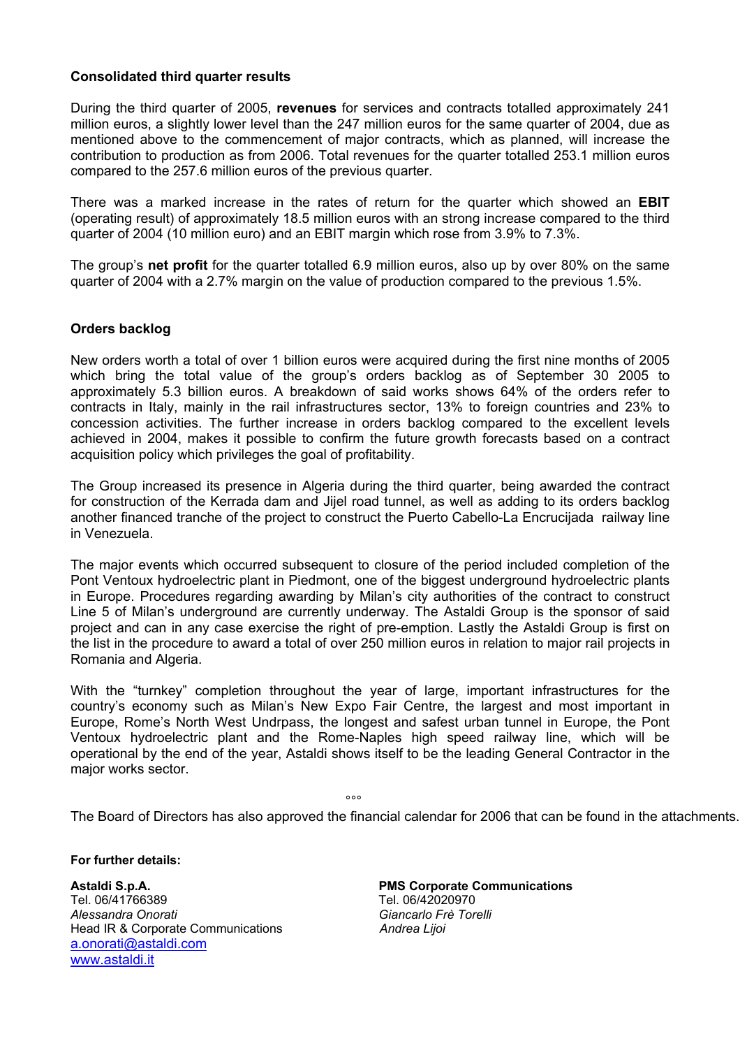**Consolidated third quarter results**

During the third quarter of 2005, **revenues** for services and contracts totalled approximately 241 million euros, a slightly lower level than the 247 million euros for the same quarter of 2004, due as mentioned above to the commencement of major contracts, which as planned, will increase the contribution to production as from 2006. Total revenues for the quarter totalled 253.1 million euros compared to the 257.6 million euros of the previous quarter.

There was a marked increase in the rates of return for the quarter which showed an **EBIT** (operating result) of approximately 18.5 million euros with an strong increase compared to the third quarter of 2004 (10 million euro) and an EBIT margin which rose from 3.9% to 7.3%.

The group's **net profit** for the quarter totalled 6.9 million euros, also up by over 80% on the same quarter of 2004 with a 2.7% margin on the value of production compared to the previous 1.5%.

**Orders backlog**

New orders worth a total of over 1 billion euros were acquired during the first nine months of 2005 which bring the total value of the group's orders backlog as of September 30 2005 to approximately 5.3 billion euros. A breakdown of said works shows 64% of the orders refer to contracts in Italy, mainly in the rail infrastructures sector, 13% to foreign countries and 23% to concession activities. The further increase in orders backlog compared to the excellent levels achieved in 2004, makes it possible to confirm the future growth forecasts based on a contract acquisition policy which privileges the goal of profitability.

The Group increased its presence in Algeria during the third quarter, being awarded the contract for construction of the Kerrada dam and Jijel road tunnel, as well as adding to its orders backlog another financed tranche of the project to construct the Puerto Cabello-La Encrucijada railway line in Venezuela.

The major events which occurred subsequent to closure of the period included completion of the Pont Ventoux hydroelectric plant in Piedmont, one of the biggest underground hydroelectric plants in Europe. Procedures regarding awarding by Milan's city authorities of the contract to construct Line 5 of Milan's underground are currently underway. The Astaldi Group is the sponsor of said project and can in any case exercise the right of pre-emption. Lastly the Astaldi Group is first on the list in the procedure to award a total of over 250 million euros in relation to major rail projects in Romania and Algeria.

With the "turnkey" completion throughout the year of large, important infrastructures for the country's economy such as Milan's New Expo Fair Centre, the largest and most important in Europe, Rome's North West Undrpass, the longest and safest urban tunnel in Europe, the Pont Ventoux hydroelectric plant and the Rome-Naples high speed railway line, which will be operational by the end of the year, Astaldi shows itself to be the leading General Contractor in the major works sector.

°°°

The Board of Directors has also approved the financial calendar for 2006 that can be found in the attachments.

**For further details:**

**Astaldi S.p.A.**
Tel. 06/41766389
*Alessandra Onorati*
Head IR & Corporate Communications
a.onorati@astaldi.com
www.astaldi.it

**PMS Corporate Communications**
Tel. 06/42020970
*Giancarlo Frè Torelli*
*Andrea Lijoi*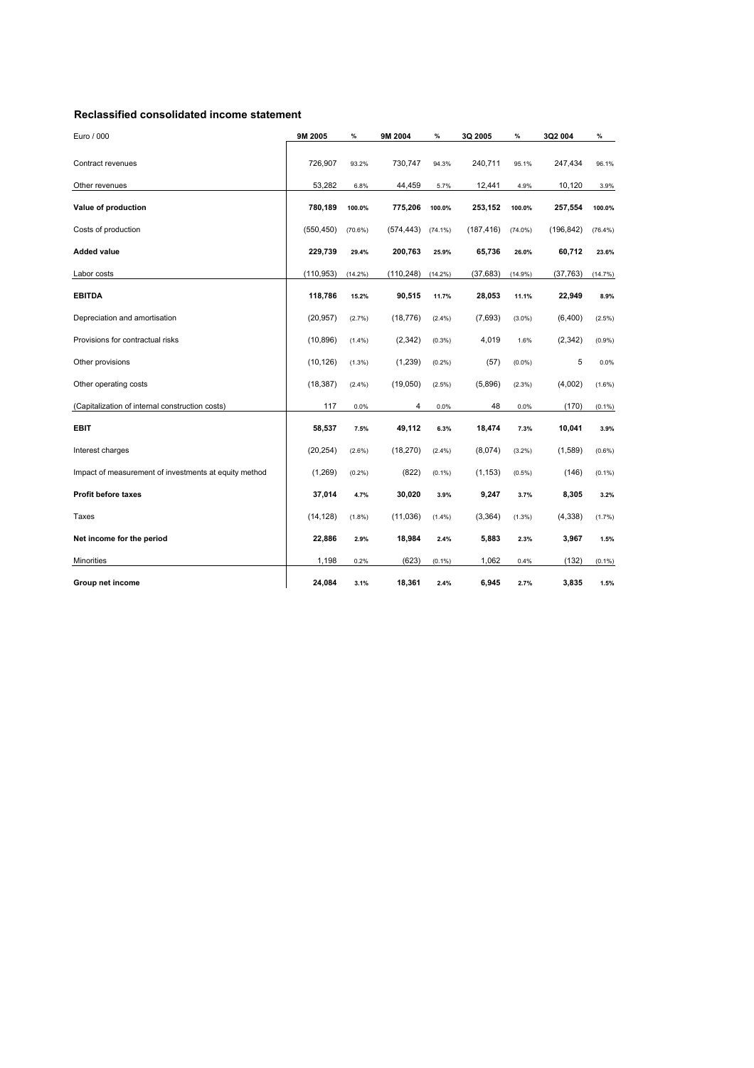## Reclassified consolidated income statement

| Euro / 000 | 9M 2005 | % | 9M 2004 | % | 3Q 2005 | % | 3Q2 004 | % |
|---|---|---|---|---|---|---|---|---|
| Contract revenues | 726,907 | 93.2% | 730,747 | 94.3% | 240,711 | 95.1% | 247,434 | 96.1% |
| Other revenues | 53,282 | 6.8% | 44,459 | 5.7% | 12,441 | 4.9% | 10,120 | 3.9% |
| **Value of production** | **780,189** | **100.0%** | **775,206** | **100.0%** | **253,152** | **100.0%** | **257,554** | **100.0%** |
| Costs of production | (550,450) | (70.6%) | (574,443) | (74.1%) | (187,416) | (74.0%) | (196,842) | (76.4%) |
| **Added value** | **229,739** | **29.4%** | **200,763** | **25.9%** | **65,736** | **26.0%** | **60,712** | **23.6%** |
| Labor costs | (110,953) | (14.2%) | (110,248) | (14.2%) | (37,683) | (14.9%) | (37,763) | (14.7%) |
| **EBITDA** | **118,786** | **15.2%** | **90,515** | **11.7%** | **28,053** | **11.1%** | **22,949** | **8.9%** |
| Depreciation and amortisation | (20,957) | (2.7%) | (18,776) | (2.4%) | (7,693) | (3.0%) | (6,400) | (2.5%) |
| Provisions for contractual risks | (10,896) | (1.4%) | (2,342) | (0.3%) | 4,019 | 1.6% | (2,342) | (0.9%) |
| Other provisions | (10,126) | (1.3%) | (1,239) | (0.2%) | (57) | (0.0%) | 5 | 0.0% |
| Other operating costs | (18,387) | (2.4%) | (19,050) | (2.5%) | (5,896) | (2.3%) | (4,002) | (1.6%) |
| (Capitalization of internal construction costs) | 117 | 0.0% | 4 | 0.0% | 48 | 0.0% | (170) | (0.1%) |
| **EBIT** | **58,537** | **7.5%** | **49,112** | **6.3%** | **18,474** | **7.3%** | **10,041** | **3.9%** |
| Interest charges | (20,254) | (2.6%) | (18,270) | (2.4%) | (8,074) | (3.2%) | (1,589) | (0.6%) |
| Impact of measurement of investments at equity method | (1,269) | (0.2%) | (822) | (0.1%) | (1,153) | (0.5%) | (146) | (0.1%) |
| **Profit before taxes** | **37,014** | **4.7%** | **30,020** | **3.9%** | **9,247** | **3.7%** | **8,305** | **3.2%** |
| Taxes | (14,128) | (1.8%) | (11,036) | (1.4%) | (3,364) | (1.3%) | (4,338) | (1.7%) |
| **Net income for the period** | **22,886** | **2.9%** | **18,984** | **2.4%** | **5,883** | **2.3%** | **3,967** | **1.5%** |
| Minorities | 1,198 | 0.2% | (623) | (0.1%) | 1,062 | 0.4% | (132) | (0.1%) |
| **Group net income** | **24,084** | **3.1%** | **18,361** | **2.4%** | **6,945** | **2.7%** | **3,835** | **1.5%** |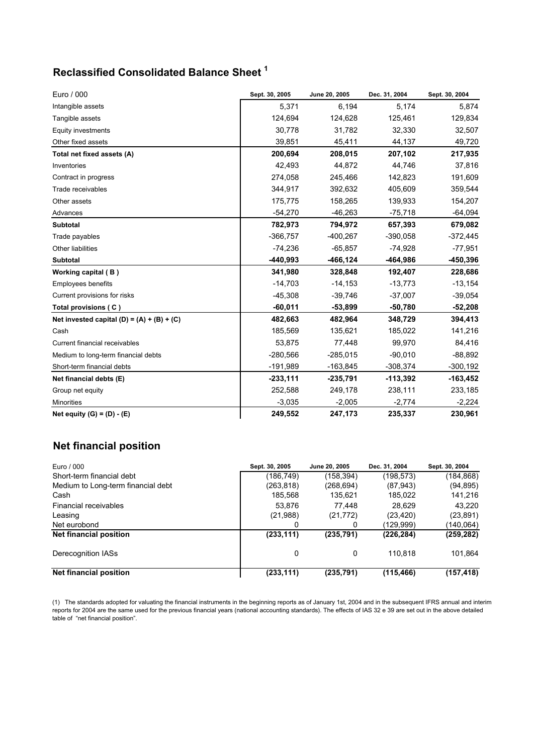## Reclassified Consolidated Balance Sheet [1]

| Euro / 000 | Sept. 30, 2005 | June 20, 2005 | Dec. 31, 2004 | Sept. 30, 2004 |
|---|---|---|---|---|
| Intangible assets | 5,371 | 6,194 | 5,174 | 5,874 |
| Tangible assets | 124,694 | 124,628 | 125,461 | 129,834 |
| Equity investments | 30,778 | 31,782 | 32,330 | 32,507 |
| Other fixed assets | 39,851 | 45,411 | 44,137 | 49,720 |
| **Total net fixed assets (A)** | **200,694** | **208,015** | **207,102** | **217,935** |
| Inventories | 42,493 | 44,872 | 44,746 | 37,816 |
| Contract in progress | 274,058 | 245,466 | 142,823 | 191,609 |
| Trade receivables | 344,917 | 392,632 | 405,609 | 359,544 |
| Other assets | 175,775 | 158,265 | 139,933 | 154,207 |
| Advances | -54,270 | -46,263 | -75,718 | -64,094 |
| **Subtotal** | **782,973** | **794,972** | **657,393** | **679,082** |
| Trade payables | -366,757 | -400,267 | -390,058 | -372,445 |
| Other liabilities | -74,236 | -65,857 | -74,928 | -77,951 |
| **Subtotal** | **-440,993** | **-466,124** | **-464,986** | **-450,396** |
| **Working capital ( B )** | **341,980** | **328,848** | **192,407** | **228,686** |
| Employees benefits | -14,703 | -14,153 | -13,773 | -13,154 |
| Current provisions for risks | -45,308 | -39,746 | -37,007 | -39,054 |
| **Total provisions ( C )** | **-60,011** | **-53,899** | **-50,780** | **-52,208** |
| **Net invested capital (D) = (A) + (B) + (C)** | **482,663** | **482,964** | **348,729** | **394,413** |
| Cash | 185,569 | 135,621 | 185,022 | 141,216 |
| Current financial receivables | 53,875 | 77,448 | 99,970 | 84,416 |
| Medium to long-term financial debts | -280,566 | -285,015 | -90,010 | -88,892 |
| Short-term financial debts | -191,989 | -163,845 | -308,374 | -300,192 |
| **Net financial debts (E)** | **-233,111** | **-235,791** | **-113,392** | **-163,452** |
| Group net equity | 252,588 | 249,178 | 238,111 | 233,185 |
| Minorities | -3,035 | -2,005 | -2,774 | -2,224 |
| **Net equity (G) = (D) - (E)** | **249,552** | **247,173** | **235,337** | **230,961** |

## Net financial position

| Euro / 000 | Sept. 30, 2005 | June 20, 2005 | Dec. 31, 2004 | Sept. 30, 2004 |
|---|---|---|---|---|
| Short-term financial debt | (186,749) | (158,394) | (198,573) | (184,868) |
| Medium to Long-term financial debt | (263,818) | (268,694) | (87,943) | (94,895) |
| Cash | 185,568 | 135,621 | 185,022 | 141,216 |
| Financial receivables | 53,876 | 77,448 | 28,629 | 43,220 |
| Leasing | (21,988) | (21,772) | (23,420) | (23,891) |
| Net eurobond | 0 | 0 | (129,999) | (140,064) |
| **Net financial position** | **(233,111)** | **(235,791)** | **(226,284)** | **(259,282)** |
| Derecognition IASs | 0 | 0 | 110,818 | 101,864 |
| **Net financial position** | **(233,111)** | **(235,791)** | **(115,466)** | **(157,418)** |

(1) The standards adopted for valuating the financial instruments in the beginning reports as of January 1st, 2004 and in the subsequent IFRS annual and interim reports for 2004 are the same used for the previous financial years (national accounting standards). The effects of IAS 32 e 39 are set out in the above detailed table of "net financial position".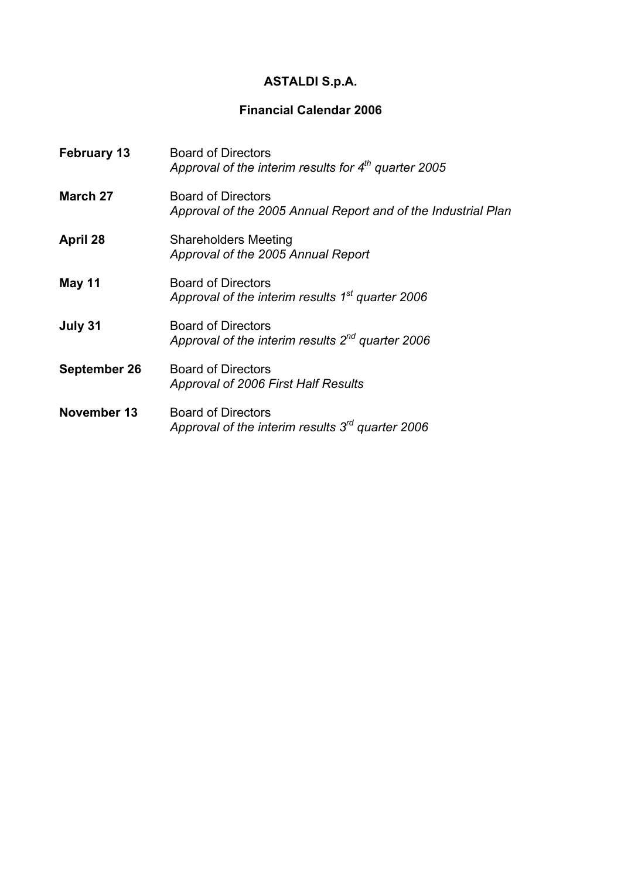# ASTALDI S.p.A.

## Financial Calendar 2006

| | | |
|---|---|---|
| **February 13** | Board of Directors<br>*Approval of the interim results for 4th quarter 2005* |
| **March 27** | Board of Directors<br>*Approval of the 2005 Annual Report and of the Industrial Plan* |
| **April 28** | Shareholders Meeting<br>*Approval of the 2005 Annual Report* |
| **May 11** | Board of Directors<br>*Approval of the interim results 1st quarter 2006* |
| **July 31** | Board of Directors<br>*Approval of the interim results 2nd quarter 2006* |
| **September 26** | Board of Directors<br>*Approval of 2006 First Half Results* |
| **November 13** | Board of Directors<br>*Approval of the interim results 3rd quarter 2006* |